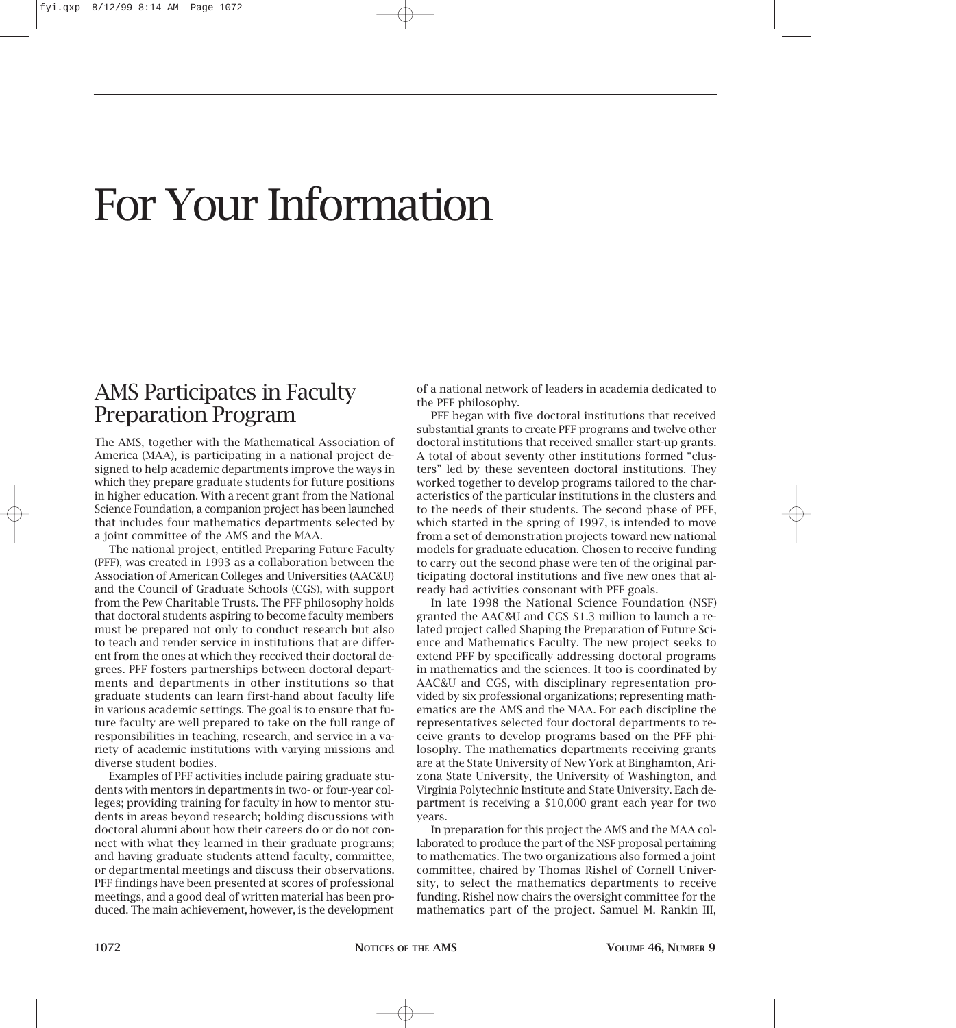# For Your Information

## AMS Participates in Faculty Preparation Program

The AMS, together with the Mathematical Association of America (MAA), is participating in a national project designed to help academic departments improve the ways in which they prepare graduate students for future positions in higher education. With a recent grant from the National Science Foundation, a companion project has been launched that includes four mathematics departments selected by a joint committee of the AMS and the MAA.

The national project, entitled Preparing Future Faculty (PFF), was created in 1993 as a collaboration between the Association of American Colleges and Universities (AAC&U) and the Council of Graduate Schools (CGS), with support from the Pew Charitable Trusts. The PFF philosophy holds that doctoral students aspiring to become faculty members must be prepared not only to conduct research but also to teach and render service in institutions that are different from the ones at which they received their doctoral degrees. PFF fosters partnerships between doctoral departments and departments in other institutions so that graduate students can learn first-hand about faculty life in various academic settings. The goal is to ensure that future faculty are well prepared to take on the full range of responsibilities in teaching, research, and service in a variety of academic institutions with varying missions and diverse student bodies.

Examples of PFF activities include pairing graduate students with mentors in departments in two- or four-year colleges; providing training for faculty in how to mentor students in areas beyond research; holding discussions with doctoral alumni about how their careers do or do not connect with what they learned in their graduate programs; and having graduate students attend faculty, committee, or departmental meetings and discuss their observations. PFF findings have been presented at scores of professional meetings, and a good deal of written material has been produced. The main achievement, however, is the development of a national network of leaders in academia dedicated to the PFF philosophy.

PFF began with five doctoral institutions that received substantial grants to create PFF programs and twelve other doctoral institutions that received smaller start-up grants. A total of about seventy other institutions formed "clusters" led by these seventeen doctoral institutions. They worked together to develop programs tailored to the characteristics of the particular institutions in the clusters and to the needs of their students. The second phase of PFF, which started in the spring of 1997, is intended to move from a set of demonstration projects toward new national models for graduate education. Chosen to receive funding to carry out the second phase were ten of the original participating doctoral institutions and five new ones that already had activities consonant with PFF goals.

In late 1998 the National Science Foundation (NSF) granted the AAC&U and CGS $1.3 million to launch a related project called Shaping the Preparation of Future Science and Mathematics Faculty. The new project seeks to extend PFF by specifically addressing doctoral programs in mathematics and the sciences. It too is coordinated by AAC&U and CGS, with disciplinary representation provided by six professional organizations; representing mathematics are the AMS and the MAA. For each discipline the representatives selected four doctoral departments to receive grants to develop programs based on the PFF philosophy. The mathematics departments receiving grants are at the State University of New York at Binghamton, Arizona State University, the University of Washington, and Virginia Polytechnic Institute and State University. Each department is receiving a $10,000 grant each year for two years.

In preparation for this project the AMS and the MAA collaborated to produce the part of the NSF proposal pertaining to mathematics. The two organizations also formed a joint committee, chaired by Thomas Rishel of Cornell University, to select the mathematics departments to receive funding. Rishel now chairs the oversight committee for the mathematics part of the project. Samuel M. Rankin III,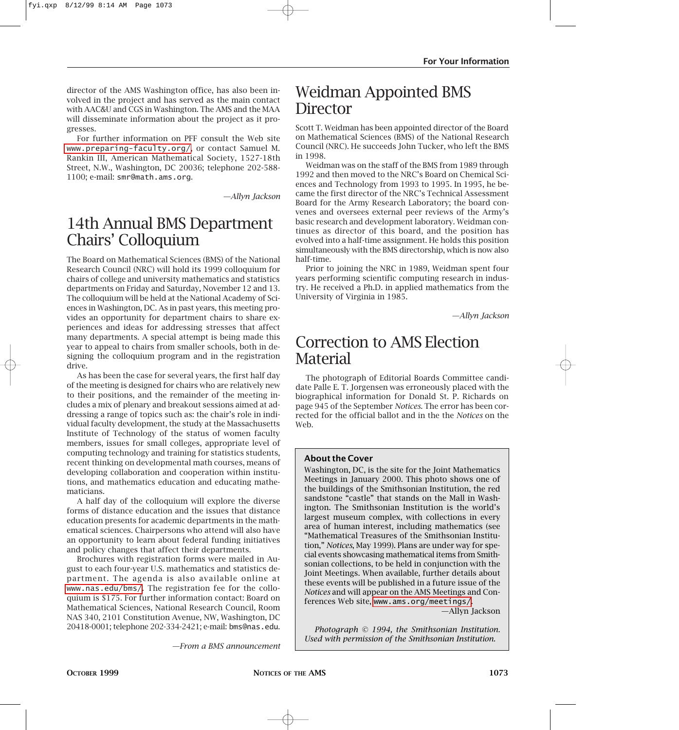director of the AMS Washington office, has also been involved in the project and has served as the main contact with AAC&U and CGS in Washington. The AMS and the MAA will disseminate information about the project as it progresses.

For further information on PFF consult the Web site www.preparing-faculty.org/, or contact Samuel M. Rankin III, American Mathematical Society, 1527-18th Street, N.W., Washington, DC 20036; telephone 202-588-1100; e-mail: smr@math.ams.org.

*—Allyn Jackson*

# 14th Annual BMS Department Chairs' Colloquium

The Board on Mathematical Sciences (BMS) of the National Research Council (NRC) will hold its 1999 colloquium for chairs of college and university mathematics and statistics departments on Friday and Saturday, November 12 and 13. The colloquium will be held at the National Academy of Sciences in Washington, DC. As in past years, this meeting provides an opportunity for department chairs to share experiences and ideas for addressing stresses that affect many departments. A special attempt is being made this year to appeal to chairs from smaller schools, both in designing the colloquium program and in the registration drive.

As has been the case for several years, the first half day of the meeting is designed for chairs who are relatively new to their positions, and the remainder of the meeting includes a mix of plenary and breakout sessions aimed at addressing a range of topics such as: the chair's role in individual faculty development, the study at the Massachusetts Institute of Technology of the status of women faculty members, issues for small colleges, appropriate level of computing technology and training for statistics students, recent thinking on developmental math courses, means of developing collaboration and cooperation within institutions, and mathematics education and educating mathematicians.

A half day of the colloquium will explore the diverse forms of distance education and the issues that distance education presents for academic departments in the mathematical sciences. Chairpersons who attend will also have an opportunity to learn about federal funding initiatives and policy changes that affect their departments.

Brochures with registration forms were mailed in August to each four-year U.S. mathematics and statistics department. The agenda is also available online at www.nas.edu/bms/. The registration fee for the colloquium is $175. For further information contact: Board on Mathematical Sciences, National Research Council, Room NAS 340, 2101 Constitution Avenue, NW, Washington, DC 20418-0001; telephone 202-334-2421; e-mail: bms@nas.edu.

*—From a BMS announcement*

# Weidman Appointed BMS Director

Scott T. Weidman has been appointed director of the Board on Mathematical Sciences (BMS) of the National Research Council (NRC). He succeeds John Tucker, who left the BMS in 1998.

Weidman was on the staff of the BMS from 1989 through 1992 and then moved to the NRC's Board on Chemical Sciences and Technology from 1993 to 1995. In 1995, he became the first director of the NRC's Technical Assessment Board for the Army Research Laboratory; the board convenes and oversees external peer reviews of the Army's basic research and development laboratory. Weidman continues as director of this board, and the position has evolved into a half-time assignment. He holds this position simultaneously with the BMS directorship, which is now also half-time.

Prior to joining the NRC in 1989, Weidman spent four years performing scientific computing research in industry. He received a Ph.D. in applied mathematics from the University of Virginia in 1985.

*—Allyn Jackson*

# Correction to AMS Election Material

The photograph of Editorial Boards Committee candidate Palle E. T. Jorgensen was erroneously placed with the biographical information for Donald St. P. Richards on page 945 of the September *Notices*. The error has been corrected for the official ballot and in the the *Notices* on the Web.

**About the Cover**

Washington, DC, is the site for the Joint Mathematics Meetings in January 2000. This photo shows one of the buildings of the Smithsonian Institution, the red sandstone "castle" that stands on the Mall in Washington. The Smithsonian Institution is the world's largest museum complex, with collections in every area of human interest, including mathematics (see "Mathematical Treasures of the Smithsonian Institution," *Notices*, May 1999). Plans are under way for special events showcasing mathematical items from Smithsonian collections, to be held in conjunction with the Joint Meetings. When available, further details about these events will be published in a future issue of the *Notices* and will appear on the AMS Meetings and Conferences Web site, www.ams.org/meetings/.

—Allyn Jackson

*Photograph © 1994, the Smithsonian Institution. Used with permission of the Smithsonian Institution.*